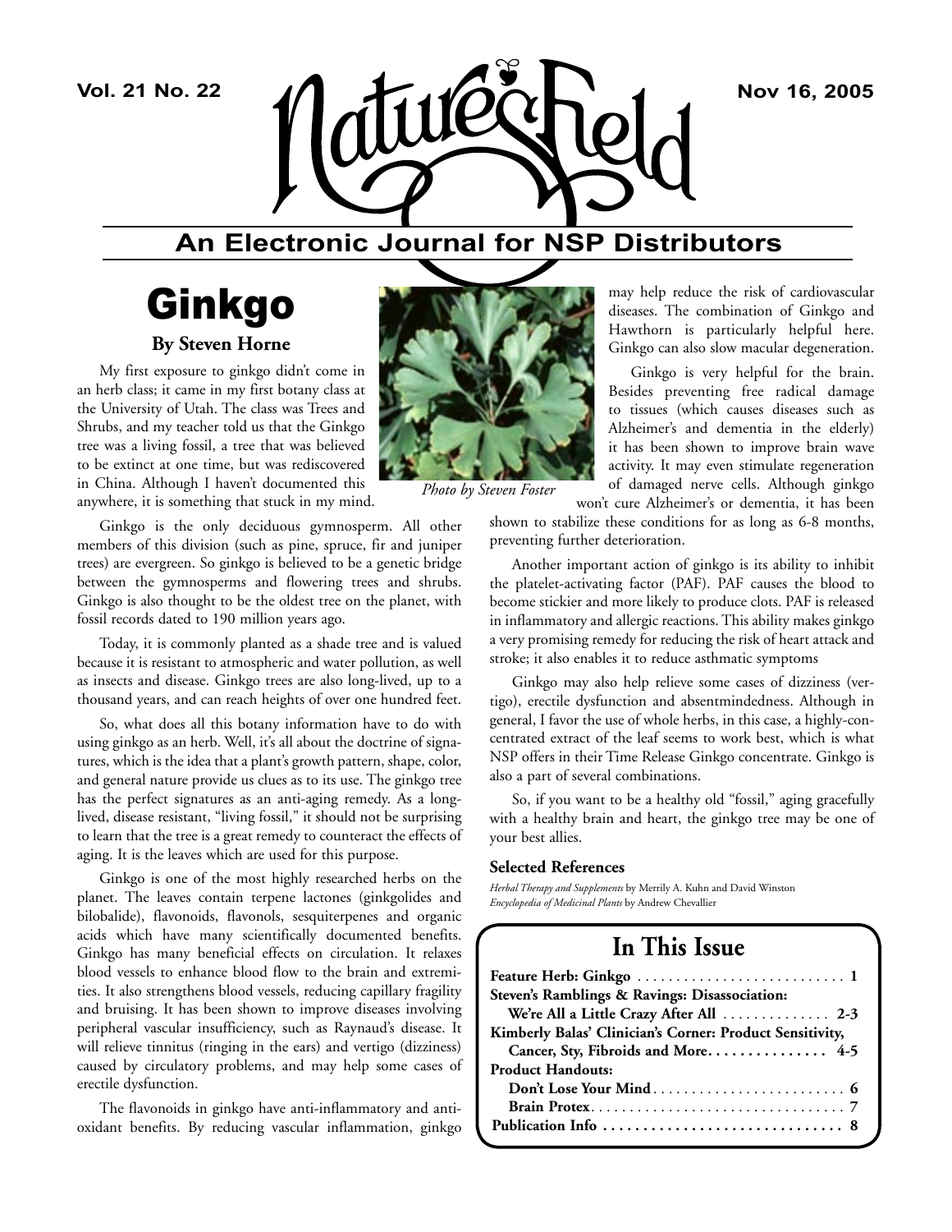# Nature's Field

## An Electronic Journal for NSP Distributors

# Ginkgo

### By Steven Horne

My first exposure to ginkgo didn't come in an herb class; it came in my first botany class at the University of Utah. The class was Trees and Shrubs, and my teacher told us that the Ginkgo tree was a living fossil, a tree that was believed to be extinct at one time, but was rediscovered in China. Although I haven't documented this anywhere, it is something that stuck in my mind.

*Photo by Steven Foster*

Ginkgo is the only deciduous gymnosperm. All other members of this division (such as pine, spruce, fir and juniper trees) are evergreen. So ginkgo is believed to be a genetic bridge between the gymnosperms and flowering trees and shrubs. Ginkgo is also thought to be the oldest tree on the planet, with fossil records dated to 190 million years ago.

Today, it is commonly planted as a shade tree and is valued because it is resistant to atmospheric and water pollution, as well as insects and disease. Ginkgo trees are also long-lived, up to a thousand years, and can reach heights of over one hundred feet.

So, what does all this botany information have to do with using ginkgo as an herb. Well, it's all about the doctrine of signatures, which is the idea that a plant's growth pattern, shape, color, and general nature provide us clues as to its use. The ginkgo tree has the perfect signatures as an anti-aging remedy. As a long-lived, disease resistant, "living fossil," it should not be surprising to learn that the tree is a great remedy to counteract the effects of aging. It is the leaves which are used for this purpose.

Ginkgo is one of the most highly researched herbs on the planet. The leaves contain terpene lactones (ginkgolides and bilobalide), flavonoids, flavonols, sesquiterpenes and organic acids which have many scientifically documented benefits. Ginkgo has many beneficial effects on circulation. It relaxes blood vessels to enhance blood flow to the brain and extremities. It also strengthens blood vessels, reducing capillary fragility and bruising. It has been shown to improve diseases involving peripheral vascular insufficiency, such as Raynaud's disease. It will relieve tinnitus (ringing in the ears) and vertigo (dizziness) caused by circulatory problems, and may help some cases of erectile dysfunction.

The flavonoids in ginkgo have anti-inflammatory and antioxidant benefits. By reducing vascular inflammation, ginkgo may help reduce the risk of cardiovascular diseases. The combination of Ginkgo and Hawthorn is particularly helpful here. Ginkgo can also slow macular degeneration.

Ginkgo is very helpful for the brain. Besides preventing free radical damage to tissues (which causes diseases such as Alzheimer's and dementia in the elderly) it has been shown to improve brain wave activity. It may even stimulate regeneration of damaged nerve cells. Although ginkgo won't cure Alzheimer's or dementia, it has been shown to stabilize these conditions for as long as 6-8 months, preventing further deterioration.

Another important action of ginkgo is its ability to inhibit the platelet-activating factor (PAF). PAF causes the blood to become stickier and more likely to produce clots. PAF is released in inflammatory and allergic reactions. This ability makes ginkgo a very promising remedy for reducing the risk of heart attack and stroke; it also enables it to reduce asthmatic symptoms

Ginkgo may also help relieve some cases of dizziness (vertigo), erectile dysfunction and absentmindedness. Although in general, I favor the use of whole herbs, in this case, a highly-concentrated extract of the leaf seems to work best, which is what NSP offers in their Time Release Ginkgo concentrate. Ginkgo is also a part of several combinations.

So, if you want to be a healthy old "fossil," aging gracefully with a healthy brain and heart, the ginkgo tree may be one of your best allies.

#### Selected References

*Herbal Therapy and Supplements* by Merrily A. Kuhn and David Winston
*Encyclopedia of Medicinal Plants* by Andrew Chevallier

## In This Issue

| | |
|---|---|
| **Feature Herb: Ginkgo** | **1** |
| **Steven's Ramblings & Ravings: Disassociation: We're All a Little Crazy After All** | **2-3** |
| **Kimberly Balas' Clinician's Corner: Product Sensitivity, Cancer, Sty, Fibroids and More** | **4-5** |
| **Product Handouts:** | |
| **Don't Lose Your Mind** | **6** |
| **Brain Protex** | **7** |
| **Publication Info** | **8** |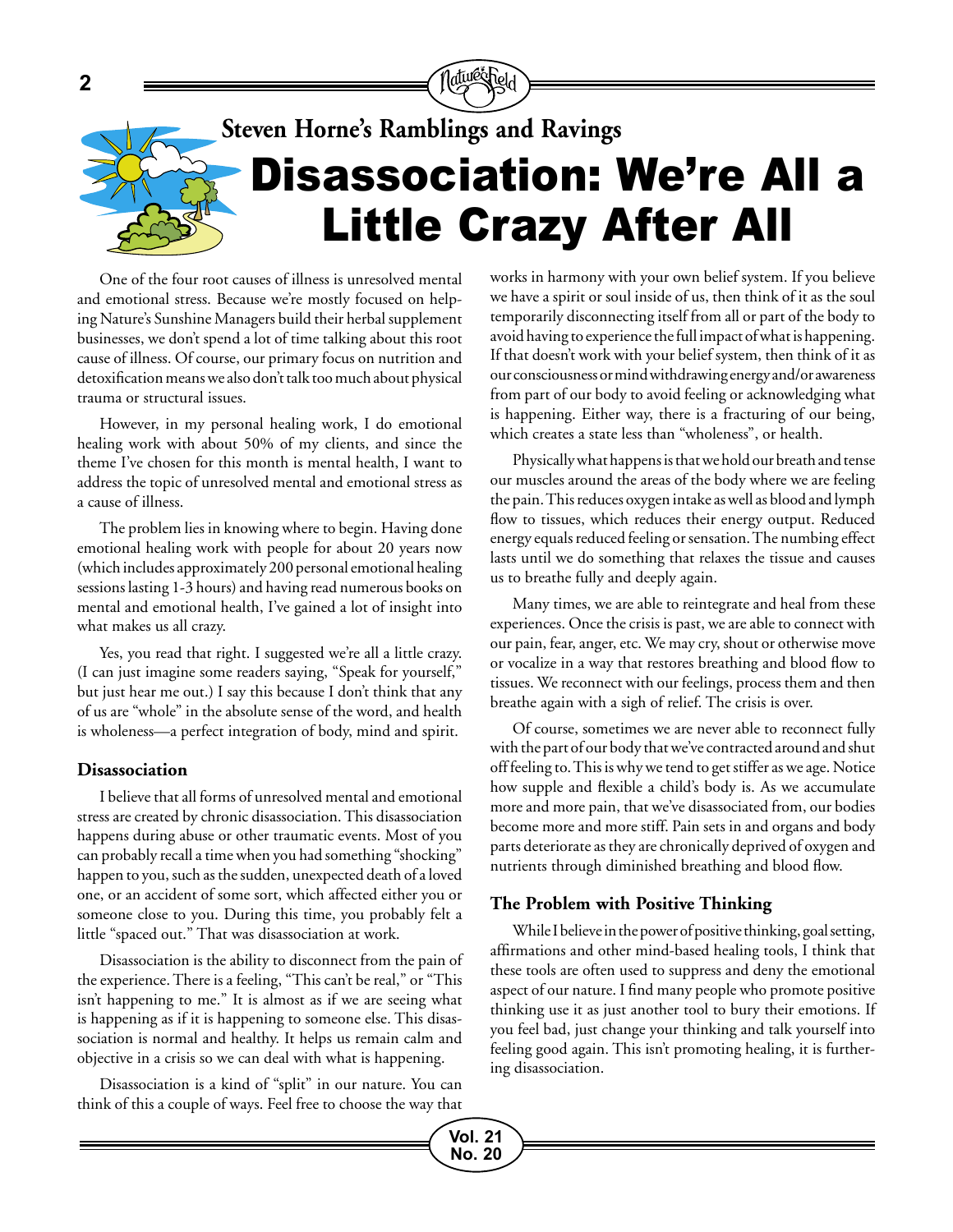**Steven Horne's Ramblings and Ravings**

# Disassociation: We're All a Little Crazy After All

One of the four root causes of illness is unresolved mental and emotional stress. Because we're mostly focused on helping Nature's Sunshine Managers build their herbal supplement businesses, we don't spend a lot of time talking about this root cause of illness. Of course, our primary focus on nutrition and detoxification means we also don't talk too much about physical trauma or structural issues.

However, in my personal healing work, I do emotional healing work with about 50% of my clients, and since the theme I've chosen for this month is mental health, I want to address the topic of unresolved mental and emotional stress as a cause of illness.

The problem lies in knowing where to begin. Having done emotional healing work with people for about 20 years now (which includes approximately 200 personal emotional healing sessions lasting 1-3 hours) and having read numerous books on mental and emotional health, I've gained a lot of insight into what makes us all crazy.

Yes, you read that right. I suggested we're all a little crazy. (I can just imagine some readers saying, "Speak for yourself," but just hear me out.) I say this because I don't think that any of us are "whole" in the absolute sense of the word, and health is wholeness—a perfect integration of body, mind and spirit.

### Disassociation

I believe that all forms of unresolved mental and emotional stress are created by chronic disassociation. This disassociation happens during abuse or other traumatic events. Most of you can probably recall a time when you had something "shocking" happen to you, such as the sudden, unexpected death of a loved one, or an accident of some sort, which affected either you or someone close to you. During this time, you probably felt a little "spaced out." That was disassociation at work.

Disassociation is the ability to disconnect from the pain of the experience. There is a feeling, "This can't be real," or "This isn't happening to me." It is almost as if we are seeing what is happening as if it is happening to someone else. This disassociation is normal and healthy. It helps us remain calm and objective in a crisis so we can deal with what is happening.

Disassociation is a kind of "split" in our nature. You can think of this a couple of ways. Feel free to choose the way that works in harmony with your own belief system. If you believe we have a spirit or soul inside of us, then think of it as the soul temporarily disconnecting itself from all or part of the body to avoid having to experience the full impact of what is happening. If that doesn't work with your belief system, then think of it as our consciousness or mind withdrawing energy and/or awareness from part of our body to avoid feeling or acknowledging what is happening. Either way, there is a fracturing of our being, which creates a state less than "wholeness", or health.

Physically what happens is that we hold our breath and tense our muscles around the areas of the body where we are feeling the pain. This reduces oxygen intake as well as blood and lymph flow to tissues, which reduces their energy output. Reduced energy equals reduced feeling or sensation. The numbing effect lasts until we do something that relaxes the tissue and causes us to breathe fully and deeply again.

Many times, we are able to reintegrate and heal from these experiences. Once the crisis is past, we are able to connect with our pain, fear, anger, etc. We may cry, shout or otherwise move or vocalize in a way that restores breathing and blood flow to tissues. We reconnect with our feelings, process them and then breathe again with a sigh of relief. The crisis is over.

Of course, sometimes we are never able to reconnect fully with the part of our body that we've contracted around and shut off feeling to. This is why we tend to get stiffer as we age. Notice how supple and flexible a child's body is. As we accumulate more and more pain, that we've disassociated from, our bodies become more and more stiff. Pain sets in and organs and body parts deteriorate as they are chronically deprived of oxygen and nutrients through diminished breathing and blood flow.

### The Problem with Positive Thinking

While I believe in the power of positive thinking, goal setting, affirmations and other mind-based healing tools, I think that these tools are often used to suppress and deny the emotional aspect of our nature. I find many people who promote positive thinking use it as just another tool to bury their emotions. If you feel bad, just change your thinking and talk yourself into feeling good again. This isn't promoting healing, it is furthering disassociation.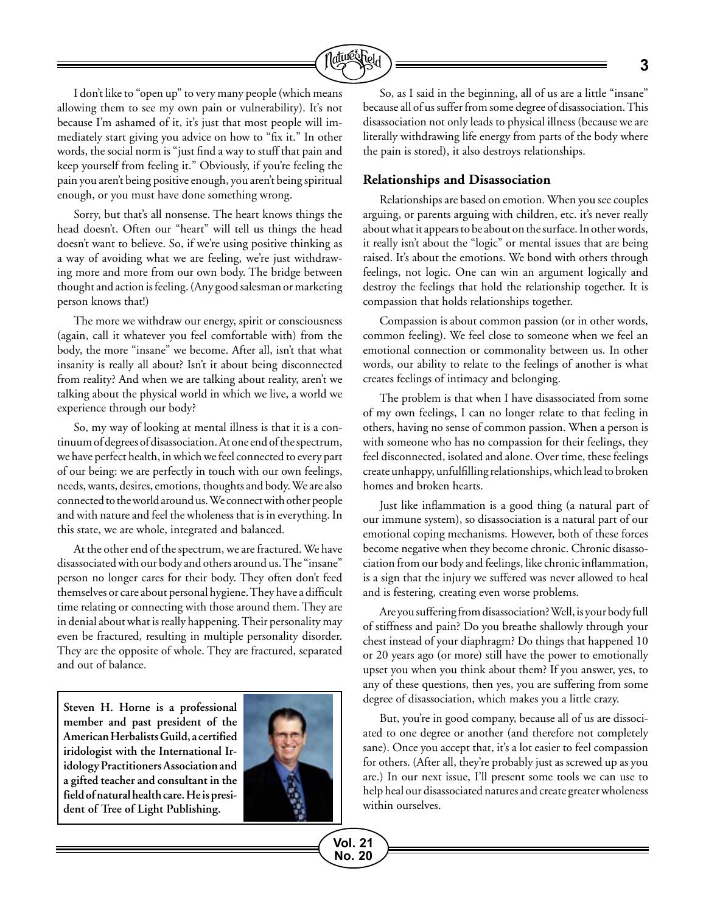I don't like to "open up" to very many people (which means allowing them to see my own pain or vulnerability). It's not because I'm ashamed of it, it's just that most people will immediately start giving you advice on how to "fix it." In other words, the social norm is "just find a way to stuff that pain and keep yourself from feeling it." Obviously, if you're feeling the pain you aren't being positive enough, you aren't being spiritual enough, or you must have done something wrong.

Sorry, but that's all nonsense. The heart knows things the head doesn't. Often our "heart" will tell us things the head doesn't want to believe. So, if we're using positive thinking as a way of avoiding what we are feeling, we're just withdrawing more and more from our own body. The bridge between thought and action is feeling. (Any good salesman or marketing person knows that!)

The more we withdraw our energy, spirit or consciousness (again, call it whatever you feel comfortable with) from the body, the more "insane" we become. After all, isn't that what insanity is really all about? Isn't it about being disconnected from reality? And when we are talking about reality, aren't we talking about the physical world in which we live, a world we experience through our body?

So, my way of looking at mental illness is that it is a continuum of degrees of disassociation. At one end of the spectrum, we have perfect health, in which we feel connected to every part of our being: we are perfectly in touch with our own feelings, needs, wants, desires, emotions, thoughts and body. We are also connected to the world around us. We connect with other people and with nature and feel the wholeness that is in everything. In this state, we are whole, integrated and balanced.

At the other end of the spectrum, we are fractured. We have disassociated with our body and others around us. The "insane" person no longer cares for their body. They often don't feed themselves or care about personal hygiene. They have a difficult time relating or connecting with those around them. They are in denial about what is really happening. Their personality may even be fractured, resulting in multiple personality disorder. They are the opposite of whole. They are fractured, separated and out of balance.

**Steven H. Horne is a professional member and past president of the American Herbalists Guild, a certified iridologist with the International Iridology Practitioners Association and a gifted teacher and consultant in the field of natural health care. He is president of Tree of Light Publishing.**

So, as I said in the beginning, all of us are a little "insane" because all of us suffer from some degree of disassociation. This disassociation not only leads to physical illness (because we are literally withdrawing life energy from parts of the body where the pain is stored), it also destroys relationships.

### Relationships and Disassociation

Relationships are based on emotion. When you see couples arguing, or parents arguing with children, etc. it's never really about what it appears to be about on the surface. In other words, it really isn't about the "logic" or mental issues that are being raised. It's about the emotions. We bond with others through feelings, not logic. One can win an argument logically and destroy the feelings that hold the relationship together. It is compassion that holds relationships together.

Compassion is about common passion (or in other words, common feeling). We feel close to someone when we feel an emotional connection or commonality between us. In other words, our ability to relate to the feelings of another is what creates feelings of intimacy and belonging.

The problem is that when I have disassociated from some of my own feelings, I can no longer relate to that feeling in others, having no sense of common passion. When a person is with someone who has no compassion for their feelings, they feel disconnected, isolated and alone. Over time, these feelings create unhappy, unfulfilling relationships, which lead to broken homes and broken hearts.

Just like inflammation is a good thing (a natural part of our immune system), so disassociation is a natural part of our emotional coping mechanisms. However, both of these forces become negative when they become chronic. Chronic disassociation from our body and feelings, like chronic inflammation, is a sign that the injury we suffered was never allowed to heal and is festering, creating even worse problems.

Are you suffering from disassociation? Well, is your body full of stiffness and pain? Do you breathe shallowly through your chest instead of your diaphragm? Do things that happened 10 or 20 years ago (or more) still have the power to emotionally upset you when you think about them? If you answer, yes, to any of these questions, then yes, you are suffering from some degree of disassociation, which makes you a little crazy.

But, you're in good company, because all of us are dissociated to one degree or another (and therefore not completely sane). Once you accept that, it's a lot easier to feel compassion for others. (After all, they're probably just as screwed up as you are.) In our next issue, I'll present some tools we can use to help heal our disassociated natures and create greater wholeness within ourselves.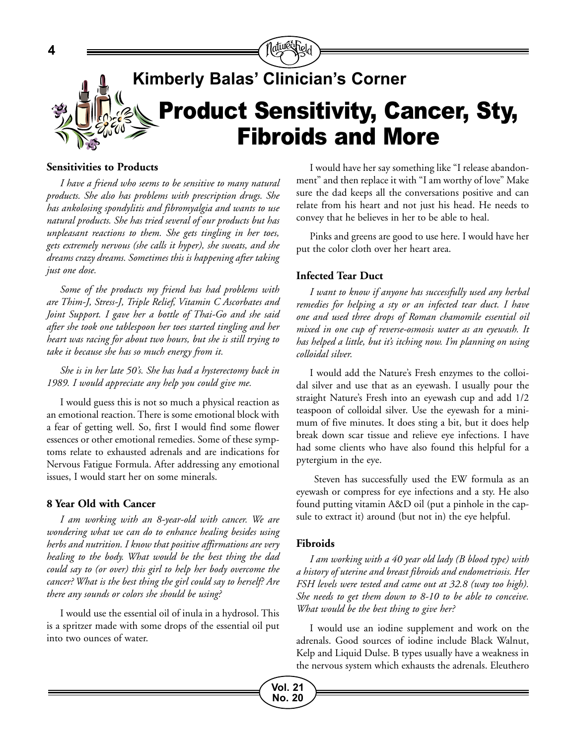## Kimberly Balas' Clinician's Corner

# Product Sensitivity, Cancer, Sty, Fibroids and More

### Sensitivities to Products

*I have a friend who seems to be sensitive to many natural products. She also has problems with prescription drugs. She has ankolosing spondylitis and fibromyalgia and wants to use natural products. She has tried several of our products but has unpleasant reactions to them. She gets tingling in her toes, gets extremely nervous (she calls it hyper), she sweats, and she dreams crazy dreams. Sometimes this is happening after taking just one dose.*

*Some of the products my friend has had problems with are Thim-J, Stress-J, Triple Relief, Vitamin C Ascorbates and Joint Support. I gave her a bottle of Thai-Go and she said after she took one tablespoon her toes started tingling and her heart was racing for about two hours, but she is still trying to take it because she has so much energy from it.*

*She is in her late 50's. She has had a hysterectomy back in 1989. I would appreciate any help you could give me.*

I would guess this is not so much a physical reaction as an emotional reaction. There is some emotional block with a fear of getting well. So, first I would find some flower essences or other emotional remedies. Some of these symptoms relate to exhausted adrenals and are indications for Nervous Fatigue Formula. After addressing any emotional issues, I would start her on some minerals.

### 8 Year Old with Cancer

*I am working with an 8-year-old with cancer. We are wondering what we can do to enhance healing besides using herbs and nutrition. I know that positive affirmations are very healing to the body. What would be the best thing the dad could say to (or over) this girl to help her body overcome the cancer? What is the best thing the girl could say to herself? Are there any sounds or colors she should be using?*

I would use the essential oil of inula in a hydrosol. This is a spritzer made with some drops of the essential oil put into two ounces of water.

I would have her say something like "I release abandonment" and then replace it with "I am worthy of love" Make sure the dad keeps all the conversations positive and can relate from his heart and not just his head. He needs to convey that he believes in her to be able to heal.

Pinks and greens are good to use here. I would have her put the color cloth over her heart area.

### Infected Tear Duct

*I want to know if anyone has successfully used any herbal remedies for helping a sty or an infected tear duct. I have one and used three drops of Roman chamomile essential oil mixed in one cup of reverse-osmosis water as an eyewash. It has helped a little, but it's itching now. I'm planning on using colloidal silver.*

I would add the Nature's Fresh enzymes to the colloidal silver and use that as an eyewash. I usually pour the straight Nature's Fresh into an eyewash cup and add 1/2 teaspoon of colloidal silver. Use the eyewash for a minimum of five minutes. It does sting a bit, but it does help break down scar tissue and relieve eye infections. I have had some clients who have also found this helpful for a pytergium in the eye.

Steven has successfully used the EW formula as an eyewash or compress for eye infections and a sty. He also found putting vitamin A&D oil (put a pinhole in the capsule to extract it) around (but not in) the eye helpful.

### Fibroids

*I am working with a 40 year old lady (B blood type) with a history of uterine and breast fibroids and endometriosis. Her FSH levels were tested and came out at 32.8 (way too high). She needs to get them down to 8-10 to be able to conceive. What would be the best thing to give her?*

I would use an iodine supplement and work on the adrenals. Good sources of iodine include Black Walnut, Kelp and Liquid Dulse. B types usually have a weakness in the nervous system which exhausts the adrenals. Eleuthero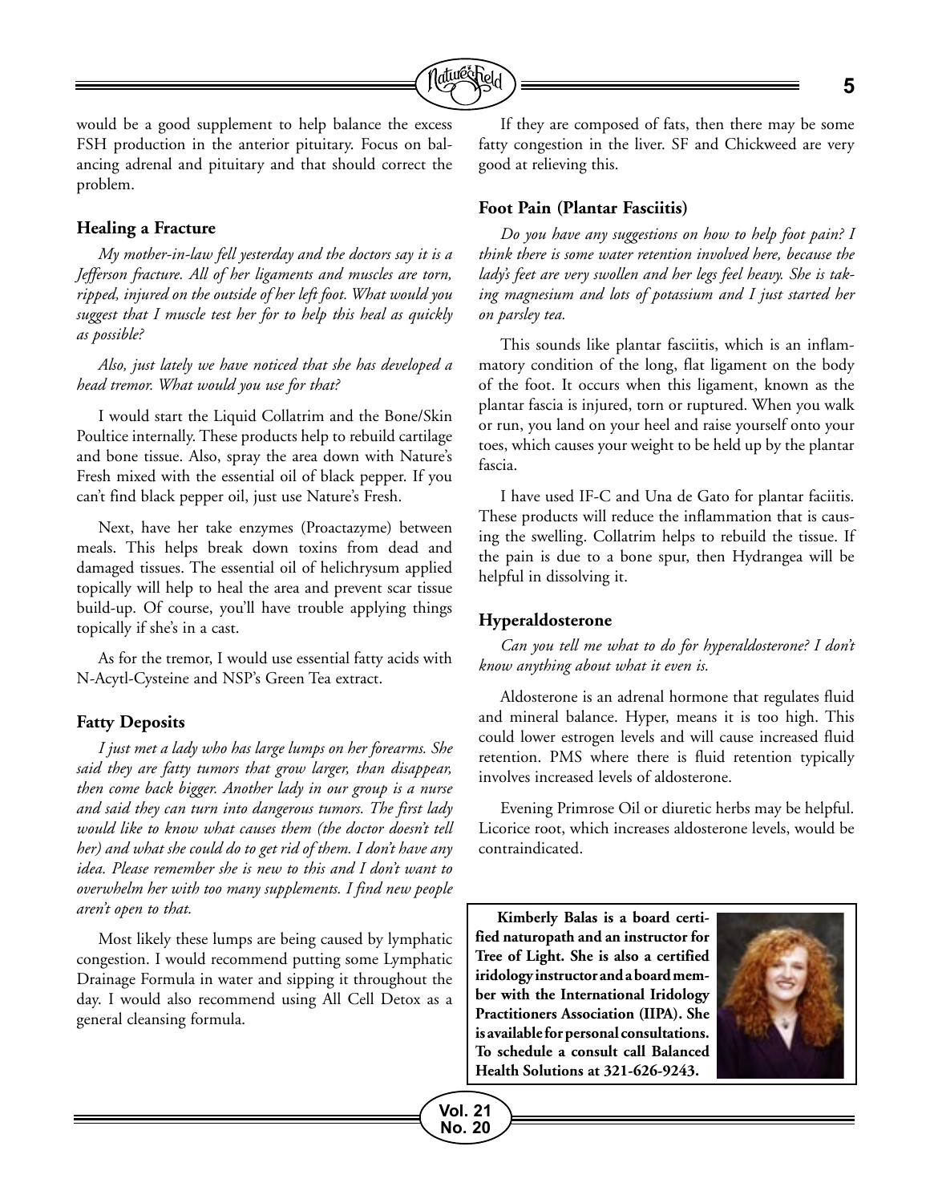would be a good supplement to help balance the excess FSH production in the anterior pituitary. Focus on balancing adrenal and pituitary and that should correct the problem.

### Healing a Fracture

*My mother-in-law fell yesterday and the doctors say it is a Jefferson fracture. All of her ligaments and muscles are torn, ripped, injured on the outside of her left foot. What would you suggest that I muscle test her for to help this heal as quickly as possible?*

*Also, just lately we have noticed that she has developed a head tremor. What would you use for that?*

I would start the Liquid Collatrim and the Bone/Skin Poultice internally. These products help to rebuild cartilage and bone tissue. Also, spray the area down with Nature's Fresh mixed with the essential oil of black pepper. If you can't find black pepper oil, just use Nature's Fresh.

Next, have her take enzymes (Proactazyme) between meals. This helps break down toxins from dead and damaged tissues. The essential oil of helichrysum applied topically will help to heal the area and prevent scar tissue build-up. Of course, you'll have trouble applying things topically if she's in a cast.

As for the tremor, I would use essential fatty acids with N-Acytl-Cysteine and NSP's Green Tea extract.

### Fatty Deposits

*I just met a lady who has large lumps on her forearms. She said they are fatty tumors that grow larger, than disappear, then come back bigger. Another lady in our group is a nurse and said they can turn into dangerous tumors. The first lady would like to know what causes them (the doctor doesn't tell her) and what she could do to get rid of them. I don't have any idea. Please remember she is new to this and I don't want to overwhelm her with too many supplements. I find new people aren't open to that.*

Most likely these lumps are being caused by lymphatic congestion. I would recommend putting some Lymphatic Drainage Formula in water and sipping it throughout the day. I would also recommend using All Cell Detox as a general cleansing formula.

If they are composed of fats, then there may be some fatty congestion in the liver. SF and Chickweed are very good at relieving this.

### Foot Pain (Plantar Fasciitis)

*Do you have any suggestions on how to help foot pain? I think there is some water retention involved here, because the lady's feet are very swollen and her legs feel heavy. She is taking magnesium and lots of potassium and I just started her on parsley tea.*

This sounds like plantar fasciitis, which is an inflammatory condition of the long, flat ligament on the body of the foot. It occurs when this ligament, known as the plantar fascia is injured, torn or ruptured. When you walk or run, you land on your heel and raise yourself onto your toes, which causes your weight to be held up by the plantar fascia.

I have used IF-C and Una de Gato for plantar faciitis. These products will reduce the inflammation that is causing the swelling. Collatrim helps to rebuild the tissue. If the pain is due to a bone spur, then Hydrangea will be helpful in dissolving it.

### Hyperaldosterone

*Can you tell me what to do for hyperaldosterone? I don't know anything about what it even is.*

Aldosterone is an adrenal hormone that regulates fluid and mineral balance. Hyper, means it is too high. This could lower estrogen levels and will cause increased fluid retention. PMS where there is fluid retention typically involves increased levels of aldosterone.

Evening Primrose Oil or diuretic herbs may be helpful. Licorice root, which increases aldosterone levels, would be contraindicated.

**Kimberly Balas is a board certified naturopath and an instructor for Tree of Light. She is also a certified iridology instructor and a board member with the International Iridology Practitioners Association (IIPA). She is available for personal consultations. To schedule a consult call Balanced Health Solutions at 321-626-9243.**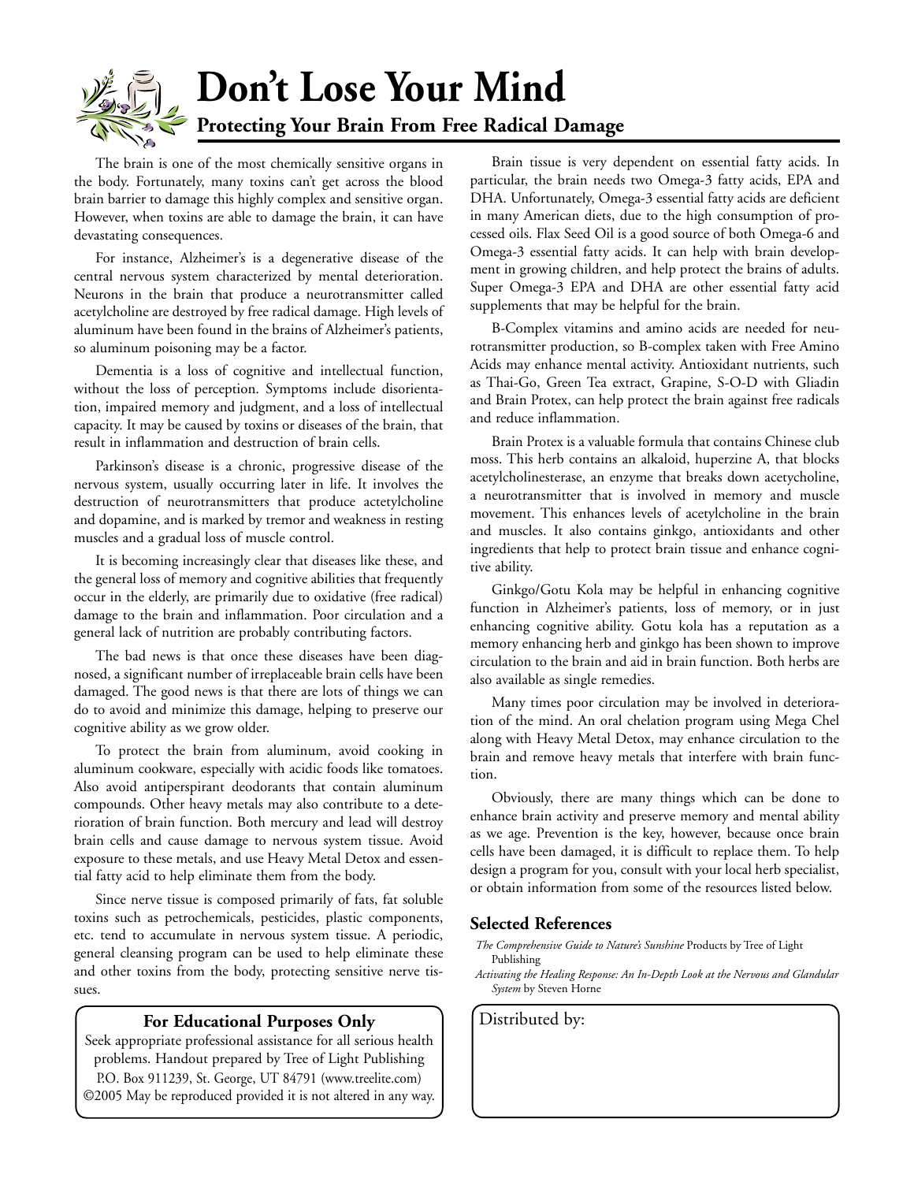# Don't Lose Your Mind

## Protecting Your Brain From Free Radical Damage

The brain is one of the most chemically sensitive organs in the body. Fortunately, many toxins can't get across the blood brain barrier to damage this highly complex and sensitive organ. However, when toxins are able to damage the brain, it can have devastating consequences.

For instance, Alzheimer's is a degenerative disease of the central nervous system characterized by mental deterioration. Neurons in the brain that produce a neurotransmitter called acetylcholine are destroyed by free radical damage. High levels of aluminum have been found in the brains of Alzheimer's patients, so aluminum poisoning may be a factor.

Dementia is a loss of cognitive and intellectual function, without the loss of perception. Symptoms include disorientation, impaired memory and judgment, and a loss of intellectual capacity. It may be caused by toxins or diseases of the brain, that result in inflammation and destruction of brain cells.

Parkinson's disease is a chronic, progressive disease of the nervous system, usually occurring later in life. It involves the destruction of neurotransmitters that produce actetylcholine and dopamine, and is marked by tremor and weakness in resting muscles and a gradual loss of muscle control.

It is becoming increasingly clear that diseases like these, and the general loss of memory and cognitive abilities that frequently occur in the elderly, are primarily due to oxidative (free radical) damage to the brain and inflammation. Poor circulation and a general lack of nutrition are probably contributing factors.

The bad news is that once these diseases have been diagnosed, a significant number of irreplaceable brain cells have been damaged. The good news is that there are lots of things we can do to avoid and minimize this damage, helping to preserve our cognitive ability as we grow older.

To protect the brain from aluminum, avoid cooking in aluminum cookware, especially with acidic foods like tomatoes. Also avoid antiperspirant deodorants that contain aluminum compounds. Other heavy metals may also contribute to a deterioration of brain function. Both mercury and lead will destroy brain cells and cause damage to nervous system tissue. Avoid exposure to these metals, and use Heavy Metal Detox and essential fatty acid to help eliminate them from the body.

Since nerve tissue is composed primarily of fats, fat soluble toxins such as petrochemicals, pesticides, plastic components, etc. tend to accumulate in nervous system tissue. A periodic, general cleansing program can be used to help eliminate these and other toxins from the body, protecting sensitive nerve tissues.

**For Educational Purposes Only**

Seek appropriate professional assistance for all serious health problems. Handout prepared by Tree of Light Publishing P.O. Box 911239, St. George, UT 84791 (www.treelite.com) ©2005 May be reproduced provided it is not altered in any way.

Brain tissue is very dependent on essential fatty acids. In particular, the brain needs two Omega-3 fatty acids, EPA and DHA. Unfortunately, Omega-3 essential fatty acids are deficient in many American diets, due to the high consumption of processed oils. Flax Seed Oil is a good source of both Omega-6 and Omega-3 essential fatty acids. It can help with brain development in growing children, and help protect the brains of adults. Super Omega-3 EPA and DHA are other essential fatty acid supplements that may be helpful for the brain.

B-Complex vitamins and amino acids are needed for neurotransmitter production, so B-complex taken with Free Amino Acids may enhance mental activity. Antioxidant nutrients, such as Thai-Go, Green Tea extract, Grapine, S-O-D with Gliadin and Brain Protex, can help protect the brain against free radicals and reduce inflammation.

Brain Protex is a valuable formula that contains Chinese club moss. This herb contains an alkaloid, huperzine A, that blocks acetylcholinesterase, an enzyme that breaks down acetycholine, a neurotransmitter that is involved in memory and muscle movement. This enhances levels of acetylcholine in the brain and muscles. It also contains ginkgo, antioxidants and other ingredients that help to protect brain tissue and enhance cognitive ability.

Ginkgo/Gotu Kola may be helpful in enhancing cognitive function in Alzheimer's patients, loss of memory, or in just enhancing cognitive ability. Gotu kola has a reputation as a memory enhancing herb and ginkgo has been shown to improve circulation to the brain and aid in brain function. Both herbs are also available as single remedies.

Many times poor circulation may be involved in deterioration of the mind. An oral chelation program using Mega Chel along with Heavy Metal Detox, may enhance circulation to the brain and remove heavy metals that interfere with brain function.

Obviously, there are many things which can be done to enhance brain activity and preserve memory and mental ability as we age. Prevention is the key, however, because once brain cells have been damaged, it is difficult to replace them. To help design a program for you, consult with your local herb specialist, or obtain information from some of the resources listed below.

### Selected References

*The Comprehensive Guide to Nature's Sunshine* Products by Tree of Light Publishing

*Activating the Healing Response: An In-Depth Look at the Nervous and Glandular System* by Steven Horne

Distributed by: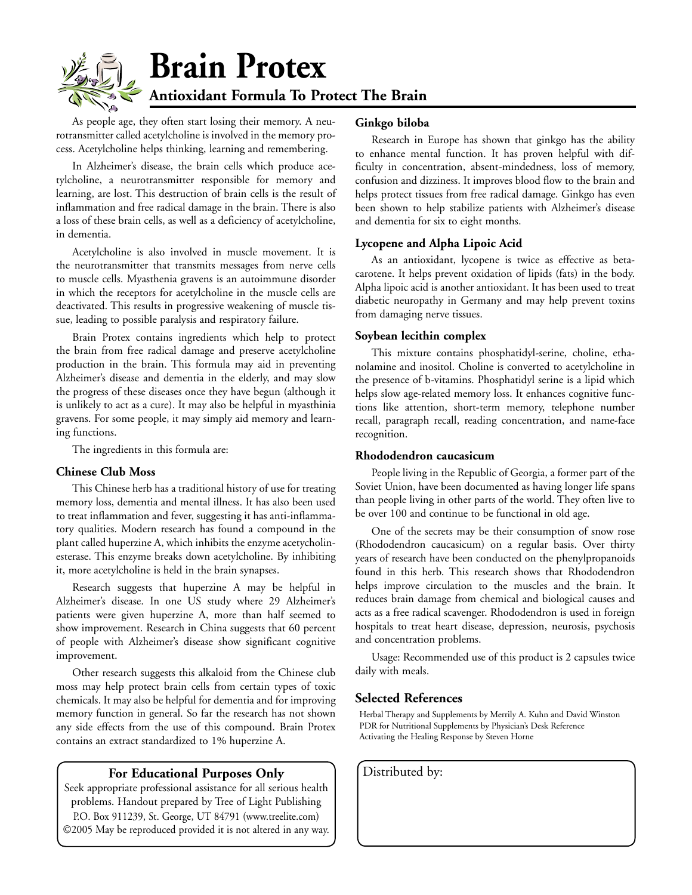# Brain Protex

## Antioxidant Formula To Protect The Brain

As people age, they often start losing their memory. A neurotransmitter called acetylcholine is involved in the memory process. Acetylcholine helps thinking, learning and remembering.

In Alzheimer's disease, the brain cells which produce acetylcholine, a neurotransmitter responsible for memory and learning, are lost. This destruction of brain cells is the result of inflammation and free radical damage in the brain. There is also a loss of these brain cells, as well as a deficiency of acetylcholine, in dementia.

Acetylcholine is also involved in muscle movement. It is the neurotransmitter that transmits messages from nerve cells to muscle cells. Myasthenia gravens is an autoimmune disorder in which the receptors for acetylcholine in the muscle cells are deactivated. This results in progressive weakening of muscle tissue, leading to possible paralysis and respiratory failure.

Brain Protex contains ingredients which help to protect the brain from free radical damage and preserve acetylcholine production in the brain. This formula may aid in preventing Alzheimer's disease and dementia in the elderly, and may slow the progress of these diseases once they have begun (although it is unlikely to act as a cure). It may also be helpful in myasthinia gravens. For some people, it may simply aid memory and learning functions.

The ingredients in this formula are:

### Chinese Club Moss

This Chinese herb has a traditional history of use for treating memory loss, dementia and mental illness. It has also been used to treat inflammation and fever, suggesting it has anti-inflammatory qualities. Modern research has found a compound in the plant called huperzine A, which inhibits the enzyme acetycholinesterase. This enzyme breaks down acetylcholine. By inhibiting it, more acetylcholine is held in the brain synapses.

Research suggests that huperzine A may be helpful in Alzheimer's disease. In one US study where 29 Alzheimer's patients were given huperzine A, more than half seemed to show improvement. Research in China suggests that 60 percent of people with Alzheimer's disease show significant cognitive improvement.

Other research suggests this alkaloid from the Chinese club moss may help protect brain cells from certain types of toxic chemicals. It may also be helpful for dementia and for improving memory function in general. So far the research has not shown any side effects from the use of this compound. Brain Protex contains an extract standardized to 1% huperzine A.

### Ginkgo biloba

Research in Europe has shown that ginkgo has the ability to enhance mental function. It has proven helpful with difficulty in concentration, absent-mindedness, loss of memory, confusion and dizziness. It improves blood flow to the brain and helps protect tissues from free radical damage. Ginkgo has even been shown to help stabilize patients with Alzheimer's disease and dementia for six to eight months.

### Lycopene and Alpha Lipoic Acid

As an antioxidant, lycopene is twice as effective as beta-carotene. It helps prevent oxidation of lipids (fats) in the body. Alpha lipoic acid is another antioxidant. It has been used to treat diabetic neuropathy in Germany and may help prevent toxins from damaging nerve tissues.

### Soybean lecithin complex

This mixture contains phosphatidyl-serine, choline, ethanolamine and inositol. Choline is converted to acetylcholine in the presence of b-vitamins. Phosphatidyl serine is a lipid which helps slow age-related memory loss. It enhances cognitive functions like attention, short-term memory, telephone number recall, paragraph recall, reading concentration, and name-face recognition.

### Rhododendron caucasicum

People living in the Republic of Georgia, a former part of the Soviet Union, have been documented as having longer life spans than people living in other parts of the world. They often live to be over 100 and continue to be functional in old age.

One of the secrets may be their consumption of snow rose (Rhododendron caucasicum) on a regular basis. Over thirty years of research have been conducted on the phenylpropanoids found in this herb. This research shows that Rhododendron helps improve circulation to the muscles and the brain. It reduces brain damage from chemical and biological causes and acts as a free radical scavenger. Rhododendron is used in foreign hospitals to treat heart disease, depression, neurosis, psychosis and concentration problems.

Usage: Recommended use of this product is 2 capsules twice daily with meals.

### Selected References

Herbal Therapy and Supplements by Merrily A. Kuhn and David Winston
PDR for Nutritional Supplements by Physician's Desk Reference
Activating the Healing Response by Steven Horne

**For Educational Purposes Only**

Seek appropriate professional assistance for all serious health problems. Handout prepared by Tree of Light Publishing P.O. Box 911239, St. George, UT 84791 (www.treelite.com) ©2005 May be reproduced provided it is not altered in any way.

Distributed by: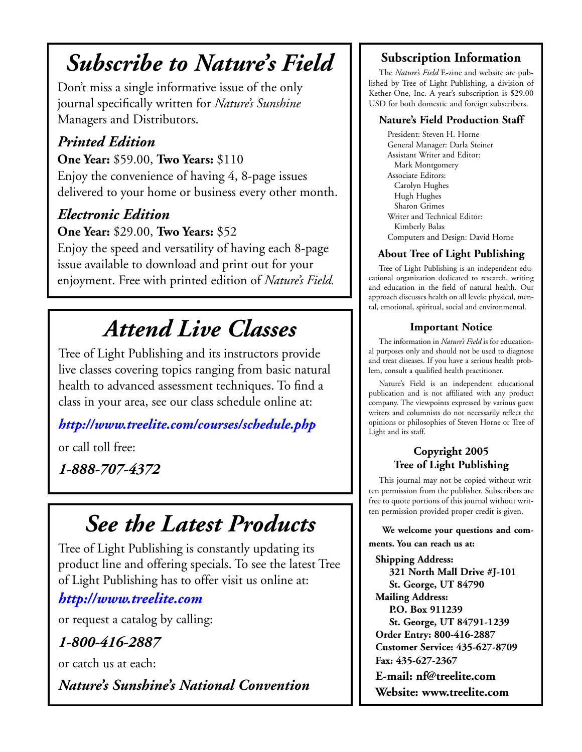# *Subscribe to Nature's Field*

Don't miss a single informative issue of the only journal specifically written for *Nature's Sunshine* Managers and Distributors.

### *Printed Edition*

**One Year:** $59.00, **Two Years:** $110

Enjoy the convenience of having 4, 8-page issues delivered to your home or business every other month.

### *Electronic Edition*

**One Year:** $29.00, **Two Years:** $52

Enjoy the speed and versatility of having each 8-page issue available to download and print out for your enjoyment. Free with printed edition of *Nature's Field.*

# *Attend Live Classes*

Tree of Light Publishing and its instructors provide live classes covering topics ranging from basic natural health to advanced assessment techniques. To find a class in your area, see our class schedule online at:

***http://www.treelite.com/courses/schedule.php***

or call toll free:

***1-888-707-4372***

# *See the Latest Products*

Tree of Light Publishing is constantly updating its product line and offering specials. To see the latest Tree of Light Publishing has to offer visit us online at:

***http://www.treelite.com***

or request a catalog by calling:

***1-800-416-2887***

or catch us at each:

***Nature's Sunshine's National Convention***

## Subscription Information

The *Nature's Field* E-zine and website are published by Tree of Light Publishing, a division of Kether-One, Inc. A year's subscription is $29.00 USD for both domestic and foreign subscribers.

### Nature's Field Production Staff

President: Steven H. Horne
General Manager: Darla Steiner
Assistant Writer and Editor:
Mark Montgomery
Associate Editors:
Carolyn Hughes
Hugh Hughes
Sharon Grimes
Writer and Technical Editor:
Kimberly Balas
Computers and Design: David Horne

### About Tree of Light Publishing

Tree of Light Publishing is an independent educational organization dedicated to research, writing and education in the field of natural health. Our approach discusses health on all levels: physical, mental, emotional, spiritual, social and environmental.

### Important Notice

The information in *Nature's Field* is for educational purposes only and should not be used to diagnose and treat diseases. If you have a serious health problem, consult a qualified health practitioner.

Nature's Field is an independent educational publication and is not affiliated with any product company. The viewpoints expressed by various guest writers and columnists do not necessarily reflect the opinions or philosophies of Steven Horne or Tree of Light and its staff.

### Copyright 2005 Tree of Light Publishing

This journal may not be copied without written permission from the publisher. Subscribers are free to quote portions of this journal without written permission provided proper credit is given.

**We welcome your questions and comments. You can reach us at:**

**Shipping Address:**
**321 North Mall Drive #J-101**
**St. George, UT 84790**
**Mailing Address:**
**P.O. Box 911239**
**St. George, UT 84791-1239**
**Order Entry: 800-416-2887**
**Customer Service: 435-627-8709**
**Fax: 435-627-2367**
**E-mail: nf@treelite.com**
**Website: www.treelite.com**